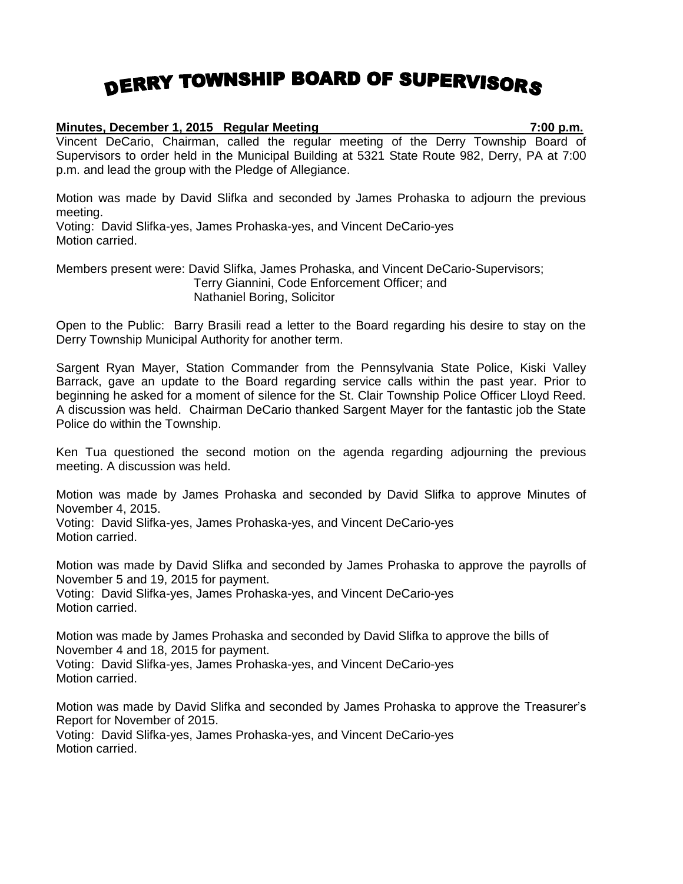# DERRY TOWNSHIP BOARD OF SUPERVISORS

**Minutes, December 1, 2015 Regular Meeting 7:00 p.m.**

Vincent DeCario, Chairman, called the regular meeting of the Derry Township Board of Supervisors to order held in the Municipal Building at 5321 State Route 982, Derry, PA at 7:00 p.m. and lead the group with the Pledge of Allegiance.

Motion was made by David Slifka and seconded by James Prohaska to adjourn the previous meeting.
Voting: David Slifka-yes, James Prohaska-yes, and Vincent DeCario-yes
Motion carried.

Members present were: David Slifka, James Prohaska, and Vincent DeCario-Supervisors;
Terry Giannini, Code Enforcement Officer; and
Nathaniel Boring, Solicitor

Open to the Public: Barry Brasili read a letter to the Board regarding his desire to stay on the Derry Township Municipal Authority for another term.

Sargent Ryan Mayer, Station Commander from the Pennsylvania State Police, Kiski Valley Barrack, gave an update to the Board regarding service calls within the past year. Prior to beginning he asked for a moment of silence for the St. Clair Township Police Officer Lloyd Reed. A discussion was held. Chairman DeCario thanked Sargent Mayer for the fantastic job the State Police do within the Township.

Ken Tua questioned the second motion on the agenda regarding adjourning the previous meeting. A discussion was held.

Motion was made by James Prohaska and seconded by David Slifka to approve Minutes of November 4, 2015.
Voting: David Slifka-yes, James Prohaska-yes, and Vincent DeCario-yes
Motion carried.

Motion was made by David Slifka and seconded by James Prohaska to approve the payrolls of November 5 and 19, 2015 for payment.
Voting: David Slifka-yes, James Prohaska-yes, and Vincent DeCario-yes
Motion carried.

Motion was made by James Prohaska and seconded by David Slifka to approve the bills of November 4 and 18, 2015 for payment.
Voting: David Slifka-yes, James Prohaska-yes, and Vincent DeCario-yes
Motion carried.

Motion was made by David Slifka and seconded by James Prohaska to approve the Treasurer's Report for November of 2015.
Voting: David Slifka-yes, James Prohaska-yes, and Vincent DeCario-yes
Motion carried.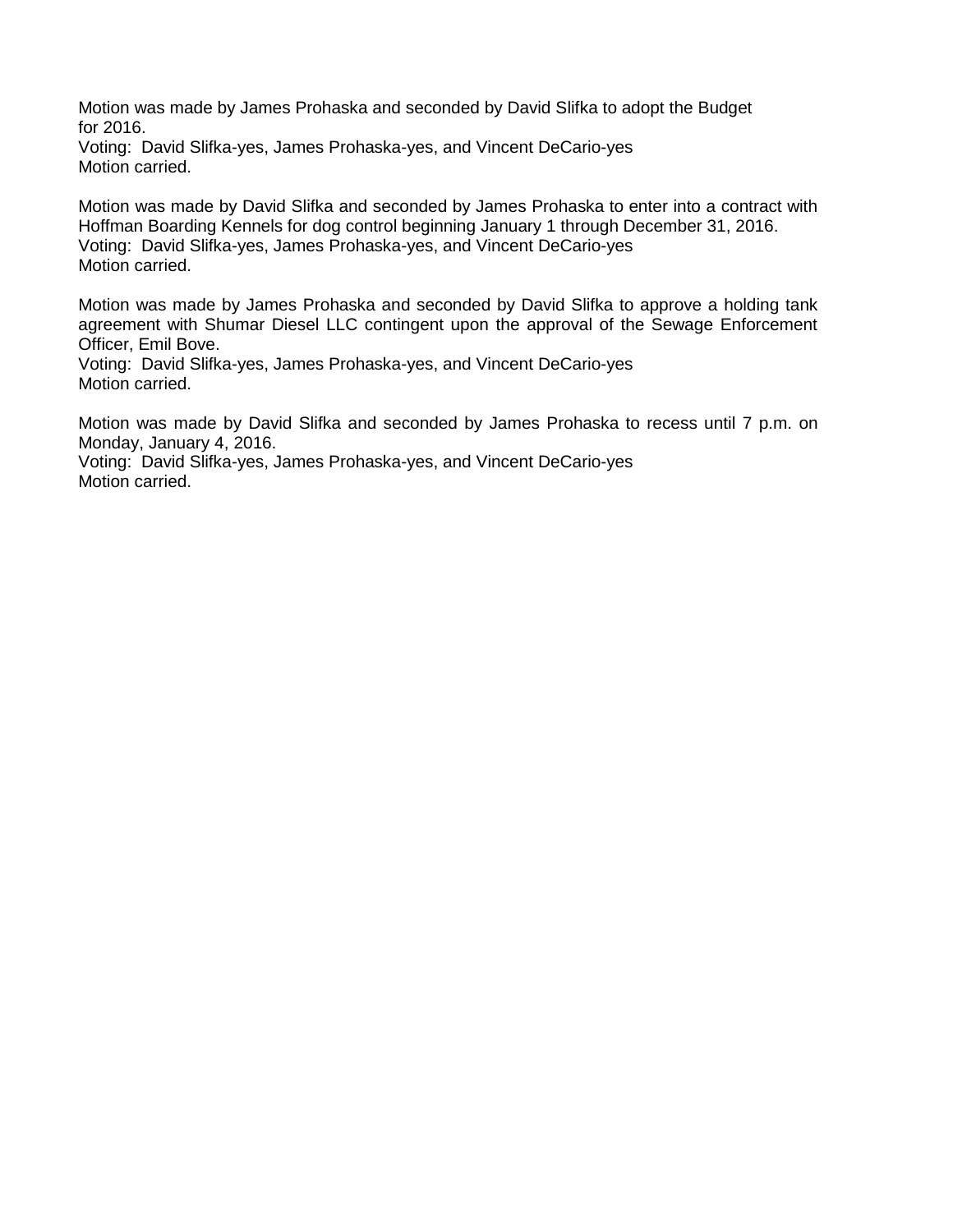Motion was made by James Prohaska and seconded by David Slifka to adopt the Budget for 2016.
Voting: David Slifka-yes, James Prohaska-yes, and Vincent DeCario-yes
Motion carried.

Motion was made by David Slifka and seconded by James Prohaska to enter into a contract with Hoffman Boarding Kennels for dog control beginning January 1 through December 31, 2016.
Voting: David Slifka-yes, James Prohaska-yes, and Vincent DeCario-yes
Motion carried.

Motion was made by James Prohaska and seconded by David Slifka to approve a holding tank agreement with Shumar Diesel LLC contingent upon the approval of the Sewage Enforcement Officer, Emil Bove.
Voting: David Slifka-yes, James Prohaska-yes, and Vincent DeCario-yes
Motion carried.

Motion was made by David Slifka and seconded by James Prohaska to recess until 7 p.m. on Monday, January 4, 2016.
Voting: David Slifka-yes, James Prohaska-yes, and Vincent DeCario-yes
Motion carried.